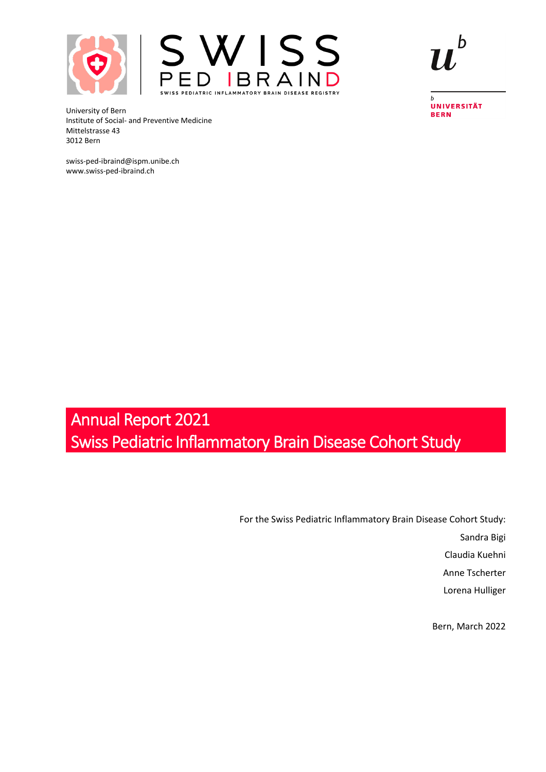SWISS PED IBRAIND

SWISS PEDIATRIC INFLAMMATORY BRAIN DISEASE REGISTRY

UNIVERSITÄT BERN

University of Bern
Institute of Social- and Preventive Medicine
Mittelstrasse 43
3012 Bern

swiss-ped-ibraind@ispm.unibe.ch
www.swiss-ped-ibraind.ch

# Annual Report 2021
# Swiss Pediatric Inflammatory Brain Disease Cohort Study

For the Swiss Pediatric Inflammatory Brain Disease Cohort Study:

Sandra Bigi

Claudia Kuehni

Anne Tscherter

Lorena Hulliger

Bern, March 2022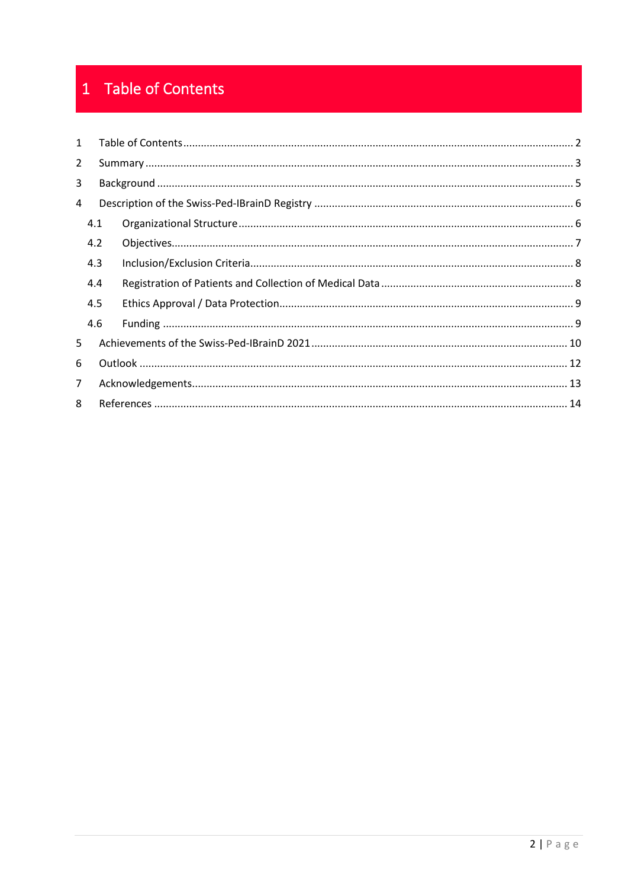# 1 Table of Contents

1 Table of Contents ... 2
2 Summary ... 3
3 Background ... 5
4 Description of the Swiss-Ped-IBrainD Registry ... 6
  4.1 Organizational Structure ... 6
  4.2 Objectives ... 7
  4.3 Inclusion/Exclusion Criteria ... 8
  4.4 Registration of Patients and Collection of Medical Data ... 8
  4.5 Ethics Approval / Data Protection ... 9
  4.6 Funding ... 9
5 Achievements of the Swiss-Ped-IBrainD 2021 ... 10
6 Outlook ... 12
7 Acknowledgements ... 13
8 References ... 14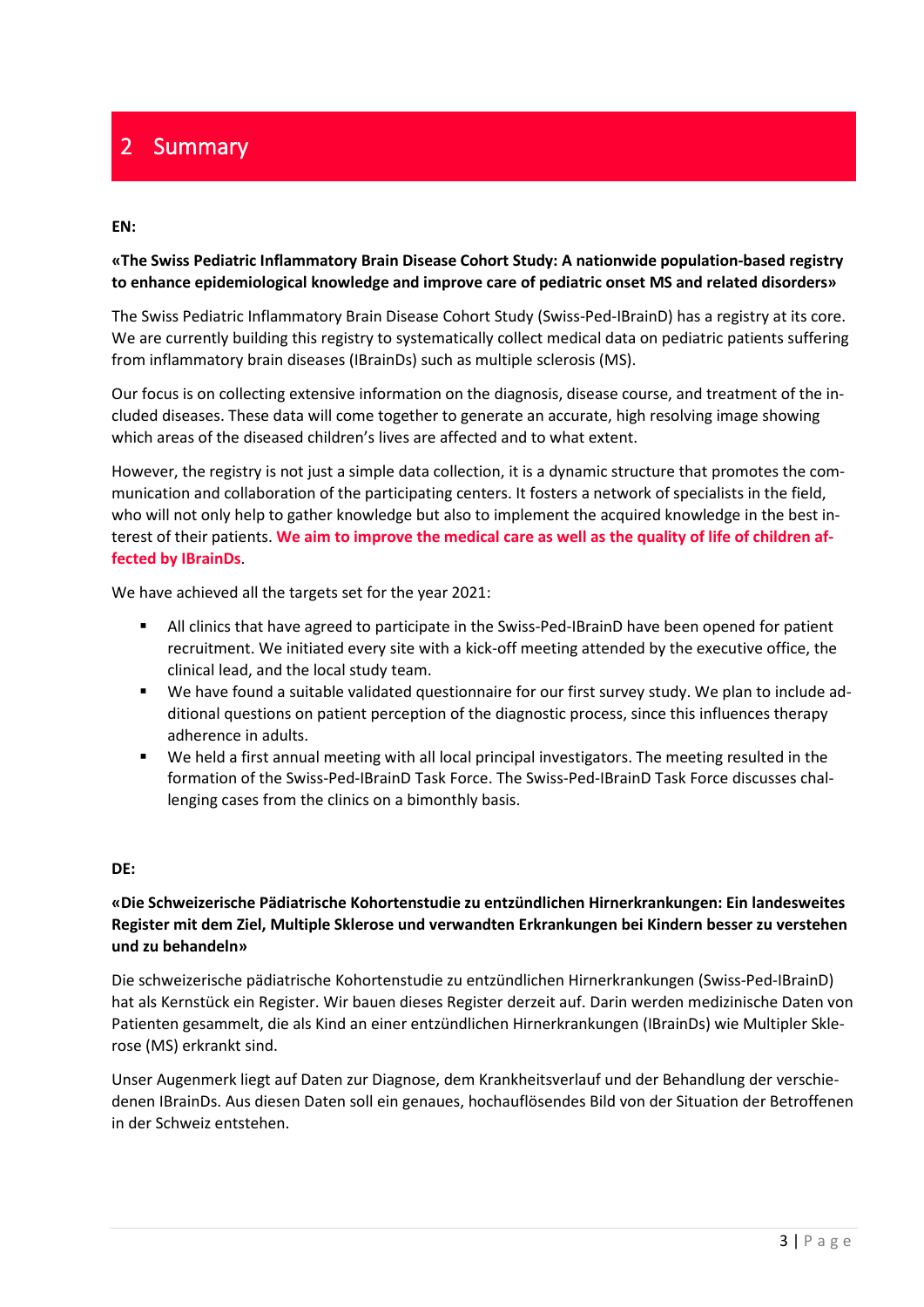# 2 Summary

**EN:**

**«The Swiss Pediatric Inflammatory Brain Disease Cohort Study: A nationwide population-based registry to enhance epidemiological knowledge and improve care of pediatric onset MS and related disorders»**

The Swiss Pediatric Inflammatory Brain Disease Cohort Study (Swiss-Ped-IBrainD) has a registry at its core. We are currently building this registry to systematically collect medical data on pediatric patients suffering from inflammatory brain diseases (IBrainDs) such as multiple sclerosis (MS).

Our focus is on collecting extensive information on the diagnosis, disease course, and treatment of the included diseases. These data will come together to generate an accurate, high resolving image showing which areas of the diseased children's lives are affected and to what extent.

However, the registry is not just a simple data collection, it is a dynamic structure that promotes the communication and collaboration of the participating centers. It fosters a network of specialists in the field, who will not only help to gather knowledge but also to implement the acquired knowledge in the best interest of their patients. **We aim to improve the medical care as well as the quality of life of children affected by IBrainDs**.

We have achieved all the targets set for the year 2021:

- All clinics that have agreed to participate in the Swiss-Ped-IBrainD have been opened for patient recruitment. We initiated every site with a kick-off meeting attended by the executive office, the clinical lead, and the local study team.
- We have found a suitable validated questionnaire for our first survey study. We plan to include additional questions on patient perception of the diagnostic process, since this influences therapy adherence in adults.
- We held a first annual meeting with all local principal investigators. The meeting resulted in the formation of the Swiss-Ped-IBrainD Task Force. The Swiss-Ped-IBrainD Task Force discusses challenging cases from the clinics on a bimonthly basis.

**DE:**

**«Die Schweizerische Pädiatrische Kohortenstudie zu entzündlichen Hirnerkrankungen: Ein landesweites Register mit dem Ziel, Multiple Sklerose und verwandten Erkrankungen bei Kindern besser zu verstehen und zu behandeln»**

Die schweizerische pädiatrische Kohortenstudie zu entzündlichen Hirnerkrankungen (Swiss-Ped-IBrainD) hat als Kernstück ein Register. Wir bauen dieses Register derzeit auf. Darin werden medizinische Daten von Patienten gesammelt, die als Kind an einer entzündlichen Hirnerkrankungen (IBrainDs) wie Multipler Sklerose (MS) erkrankt sind.

Unser Augenmerk liegt auf Daten zur Diagnose, dem Krankheitsverlauf und der Behandlung der verschiedenen IBrainDs. Aus diesen Daten soll ein genaues, hochauflösendes Bild von der Situation der Betroffenen in der Schweiz entstehen.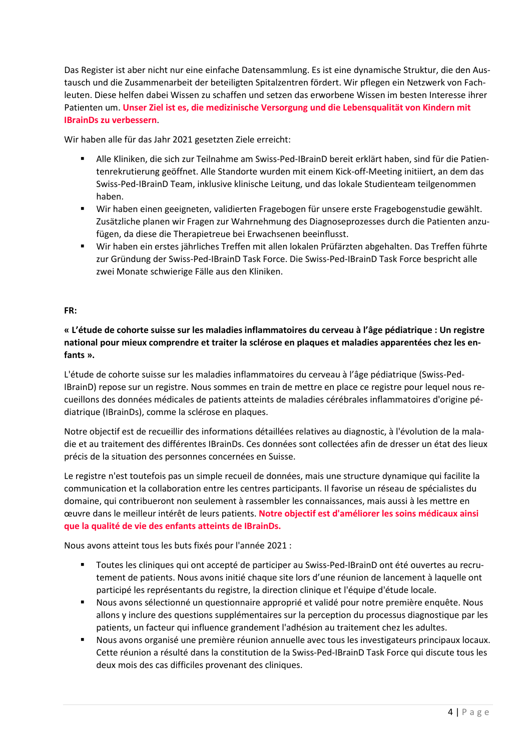Das Register ist aber nicht nur eine einfache Datensammlung. Es ist eine dynamische Struktur, die den Austausch und die Zusammenarbeit der beteiligten Spitalzentren fördert. Wir pflegen ein Netzwerk von Fachleuten. Diese helfen dabei Wissen zu schaffen und setzen das erworbene Wissen im besten Interesse ihrer Patienten um. **Unser Ziel ist es, die medizinische Versorgung und die Lebensqualität von Kindern mit IBrainDs zu verbessern**.

Wir haben alle für das Jahr 2021 gesetzten Ziele erreicht:

- Alle Kliniken, die sich zur Teilnahme am Swiss-Ped-IBrainD bereit erklärt haben, sind für die Patientenrekrutierung geöffnet. Alle Standorte wurden mit einem Kick-off-Meeting initiiert, an dem das Swiss-Ped-IBrainD Team, inklusive klinische Leitung, und das lokale Studienteam teilgenommen haben.
- Wir haben einen geeigneten, validierten Fragebogen für unsere erste Fragebogenstudie gewählt. Zusätzliche planen wir Fragen zur Wahrnehmung des Diagnoseprozesses durch die Patienten anzufügen, da diese die Therapietreue bei Erwachsenen beeinflusst.
- Wir haben ein erstes jährliches Treffen mit allen lokalen Prüfärzten abgehalten. Das Treffen führte zur Gründung der Swiss-Ped-IBrainD Task Force. Die Swiss-Ped-IBrainD Task Force bespricht alle zwei Monate schwierige Fälle aus den Kliniken.

**FR:**

**« L'étude de cohorte suisse sur les maladies inflammatoires du cerveau à l'âge pédiatrique : Un registre national pour mieux comprendre et traiter la sclérose en plaques et maladies apparentées chez les enfants ».**

L'étude de cohorte suisse sur les maladies inflammatoires du cerveau à l'âge pédiatrique (Swiss-Ped-IBrainD) repose sur un registre. Nous sommes en train de mettre en place ce registre pour lequel nous recueillons des données médicales de patients atteints de maladies cérébrales inflammatoires d'origine pédiatrique (IBrainDs), comme la sclérose en plaques.

Notre objectif est de recueillir des informations détaillées relatives au diagnostic, à l'évolution de la maladie et au traitement des différentes IBrainDs. Ces données sont collectées afin de dresser un état des lieux précis de la situation des personnes concernées en Suisse.

Le registre n'est toutefois pas un simple recueil de données, mais une structure dynamique qui facilite la communication et la collaboration entre les centres participants. Il favorise un réseau de spécialistes du domaine, qui contribueront non seulement à rassembler les connaissances, mais aussi à les mettre en œuvre dans le meilleur intérêt de leurs patients. **Notre objectif est d'améliorer les soins médicaux ainsi que la qualité de vie des enfants atteints de IBrainDs.**

Nous avons atteint tous les buts fixés pour l'année 2021 :

- Toutes les cliniques qui ont accepté de participer au Swiss-Ped-IBrainD ont été ouvertes au recrutement de patients. Nous avons initié chaque site lors d'une réunion de lancement à laquelle ont participé les représentants du registre, la direction clinique et l'équipe d'étude locale.
- Nous avons sélectionné un questionnaire approprié et validé pour notre première enquête. Nous allons y inclure des questions supplémentaires sur la perception du processus diagnostique par les patients, un facteur qui influence grandement l'adhésion au traitement chez les adultes.
- Nous avons organisé une première réunion annuelle avec tous les investigateurs principaux locaux. Cette réunion a résulté dans la constitution de la Swiss-Ped-IBrainD Task Force qui discute tous les deux mois des cas difficiles provenant des cliniques.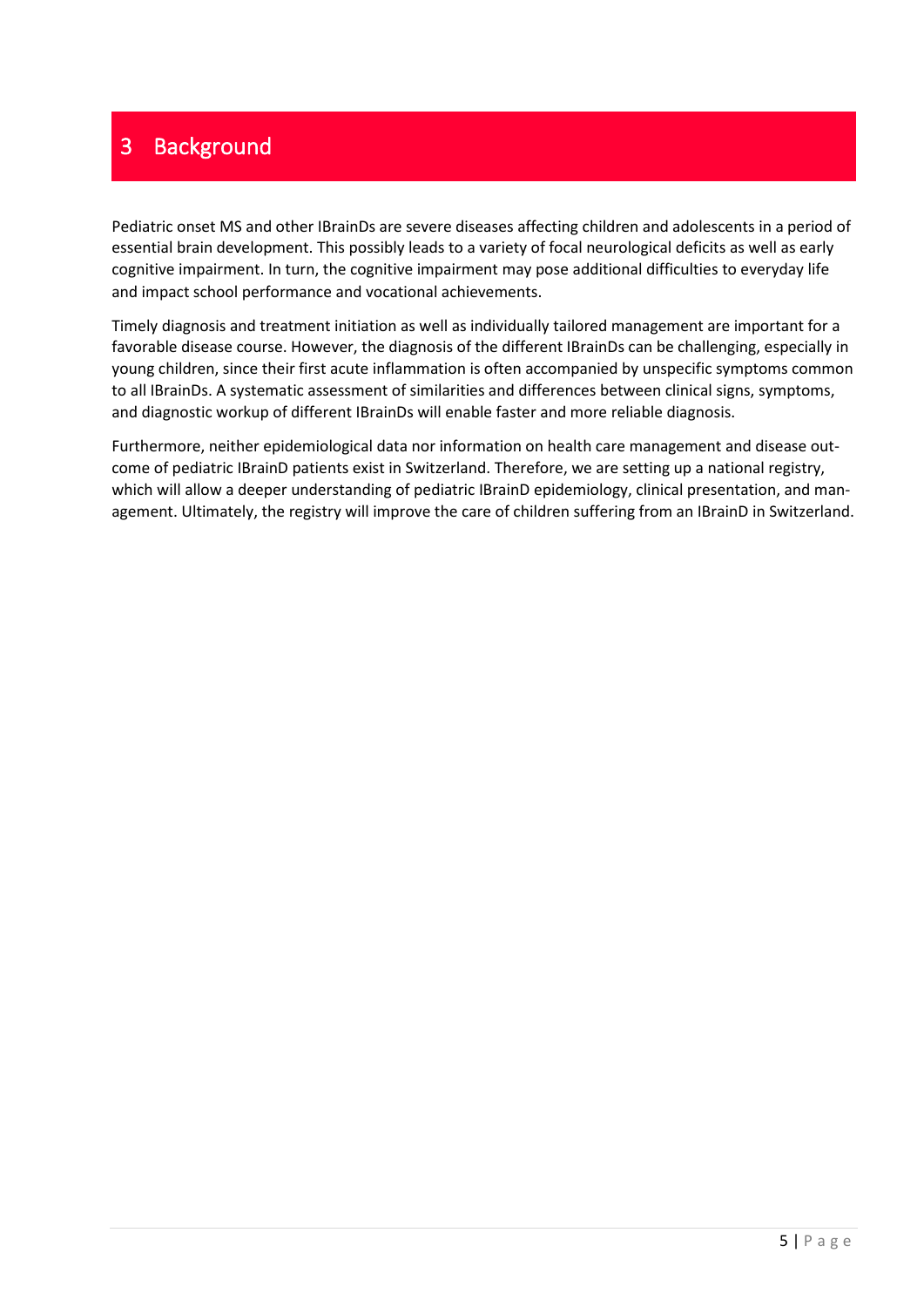# 3 Background

Pediatric onset MS and other IBrainDs are severe diseases affecting children and adolescents in a period of essential brain development. This possibly leads to a variety of focal neurological deficits as well as early cognitive impairment. In turn, the cognitive impairment may pose additional difficulties to everyday life and impact school performance and vocational achievements.

Timely diagnosis and treatment initiation as well as individually tailored management are important for a favorable disease course. However, the diagnosis of the different IBrainDs can be challenging, especially in young children, since their first acute inflammation is often accompanied by unspecific symptoms common to all IBrainDs. A systematic assessment of similarities and differences between clinical signs, symptoms, and diagnostic workup of different IBrainDs will enable faster and more reliable diagnosis.

Furthermore, neither epidemiological data nor information on health care management and disease outcome of pediatric IBrainD patients exist in Switzerland. Therefore, we are setting up a national registry, which will allow a deeper understanding of pediatric IBrainD epidemiology, clinical presentation, and management. Ultimately, the registry will improve the care of children suffering from an IBrainD in Switzerland.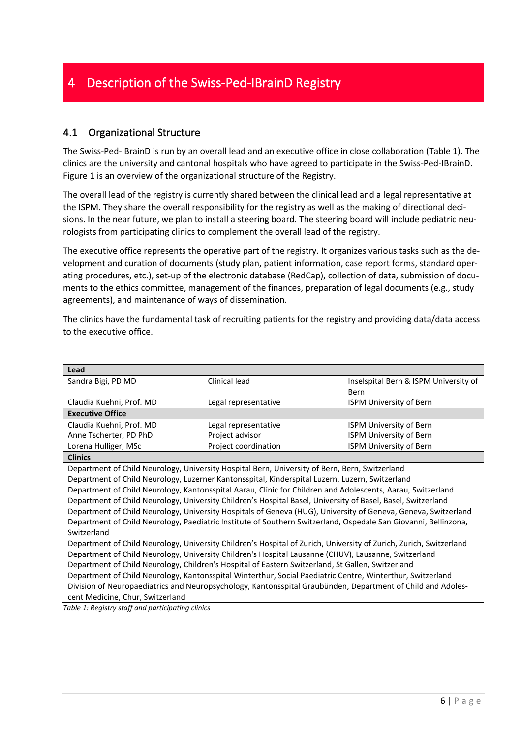# 4 Description of the Swiss-Ped-IBrainD Registry

## 4.1 Organizational Structure

The Swiss-Ped-IBrainD is run by an overall lead and an executive office in close collaboration (Table 1). The clinics are the university and cantonal hospitals who have agreed to participate in the Swiss-Ped-IBrainD. Figure 1 is an overview of the organizational structure of the Registry.

The overall lead of the registry is currently shared between the clinical lead and a legal representative at the ISPM. They share the overall responsibility for the registry as well as the making of directional decisions. In the near future, we plan to install a steering board. The steering board will include pediatric neurologists from participating clinics to complement the overall lead of the registry.

The executive office represents the operative part of the registry. It organizes various tasks such as the development and curation of documents (study plan, patient information, case report forms, standard operating procedures, etc.), set-up of the electronic database (RedCap), collection of data, submission of documents to the ethics committee, management of the finances, preparation of legal documents (e.g., study agreements), and maintenance of ways of dissemination.

The clinics have the fundamental task of recruiting patients for the registry and providing data/data access to the executive office.

| **Lead** | | |
|---|---|---|
| Sandra Bigi, PD MD | Clinical lead | Inselspital Bern & ISPM University of Bern |
| Claudia Kuehni, Prof. MD | Legal representative | ISPM University of Bern |
| **Executive Office** | | |
| Claudia Kuehni, Prof. MD | Legal representative | ISPM University of Bern |
| Anne Tscherter, PD PhD | Project advisor | ISPM University of Bern |
| Lorena Hulliger, MSc | Project coordination | ISPM University of Bern |
| **Clinics** | | |
| Department of Child Neurology, University Hospital Bern, University of Bern, Bern, Switzerland | | |
| Department of Child Neurology, Luzerner Kantonsspital, Kinderspital Luzern, Luzern, Switzerland | | |
| Department of Child Neurology, Kantonsspital Aarau, Clinic for Children and Adolescents, Aarau, Switzerland | | |
| Department of Child Neurology, University Children's Hospital Basel, University of Basel, Basel, Switzerland | | |
| Department of Child Neurology, University Hospitals of Geneva (HUG), University of Geneva, Geneva, Switzerland | | |
| Department of Child Neurology, Paediatric Institute of Southern Switzerland, Ospedale San Giovanni, Bellinzona, Switzerland | | |
| Department of Child Neurology, University Children's Hospital of Zurich, University of Zurich, Zurich, Switzerland | | |
| Department of Child Neurology, University Children's Hospital Lausanne (CHUV), Lausanne, Switzerland | | |
| Department of Child Neurology, Children's Hospital of Eastern Switzerland, St Gallen, Switzerland | | |
| Department of Child Neurology, Kantonsspital Winterthur, Social Paediatric Centre, Winterthur, Switzerland | | |
| Division of Neuropaediatrics and Neuropsychology, Kantonsspital Graubünden, Department of Child and Adolescent Medicine, Chur, Switzerland | | |

*Table 1: Registry staff and participating clinics*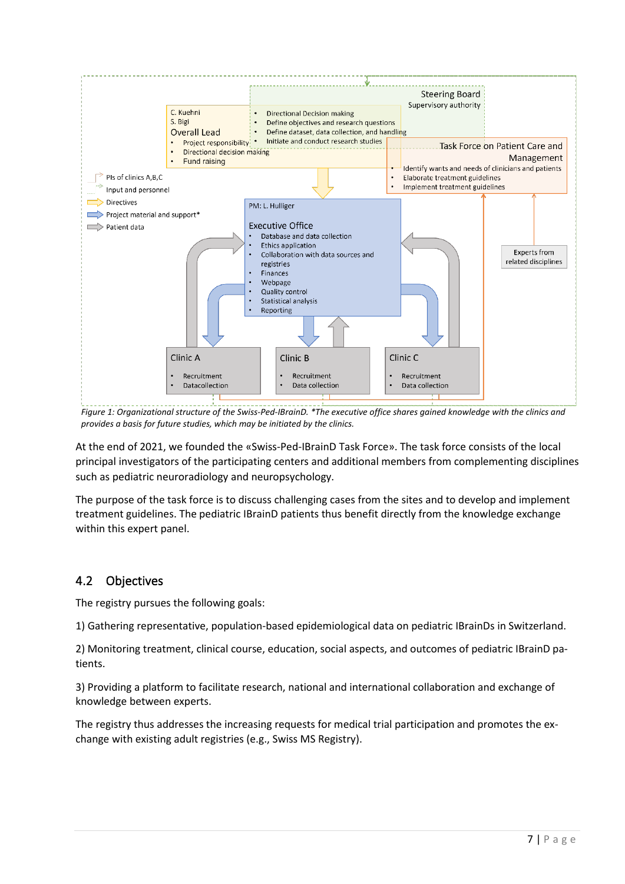Steering Board
Supervisory authority

- Directional Decision making
- Define objectives and research questions
- Define dataset, data collection, and handling
- Initiate and conduct research studies

C. Kuehni
S. Bigi
Overall Lead

- Project responsibility
- Directional decision making
- Fund raising

Task Force on Patient Care and Management

- Identify wants and needs of clinicians and patients
- Elaborate treatment guidelines
- Implement treatment guidelines

PIs of clinics A,B,C
Input and personnel
Directives
Project material and support*
Patient data

PM: L. Hulliger

Executive Office

- Database and data collection
- Ethics application
- Collaboration with data sources and registries
- Finances
- Webpage
- Quality control
- Statistical analysis
- Reporting

Experts from related disciplines

Clinic A

- Recruitment
- Datacollection

Clinic B

- Recruitment
- Data collection

Clinic C

- Recruitment
- Data collection

*Figure 1: Organizational structure of the Swiss-Ped-IBrainD. \*The executive office shares gained knowledge with the clinics and provides a basis for future studies, which may be initiated by the clinics.*

At the end of 2021, we founded the «Swiss-Ped-IBrainD Task Force». The task force consists of the local principal investigators of the participating centers and additional members from complementing disciplines such as pediatric neuroradiology and neuropsychology.

The purpose of the task force is to discuss challenging cases from the sites and to develop and implement treatment guidelines. The pediatric IBrainD patients thus benefit directly from the knowledge exchange within this expert panel.

## 4.2 Objectives

The registry pursues the following goals:

1) Gathering representative, population-based epidemiological data on pediatric IBrainDs in Switzerland.

2) Monitoring treatment, clinical course, education, social aspects, and outcomes of pediatric IBrainD patients.

3) Providing a platform to facilitate research, national and international collaboration and exchange of knowledge between experts.

The registry thus addresses the increasing requests for medical trial participation and promotes the exchange with existing adult registries (e.g., Swiss MS Registry).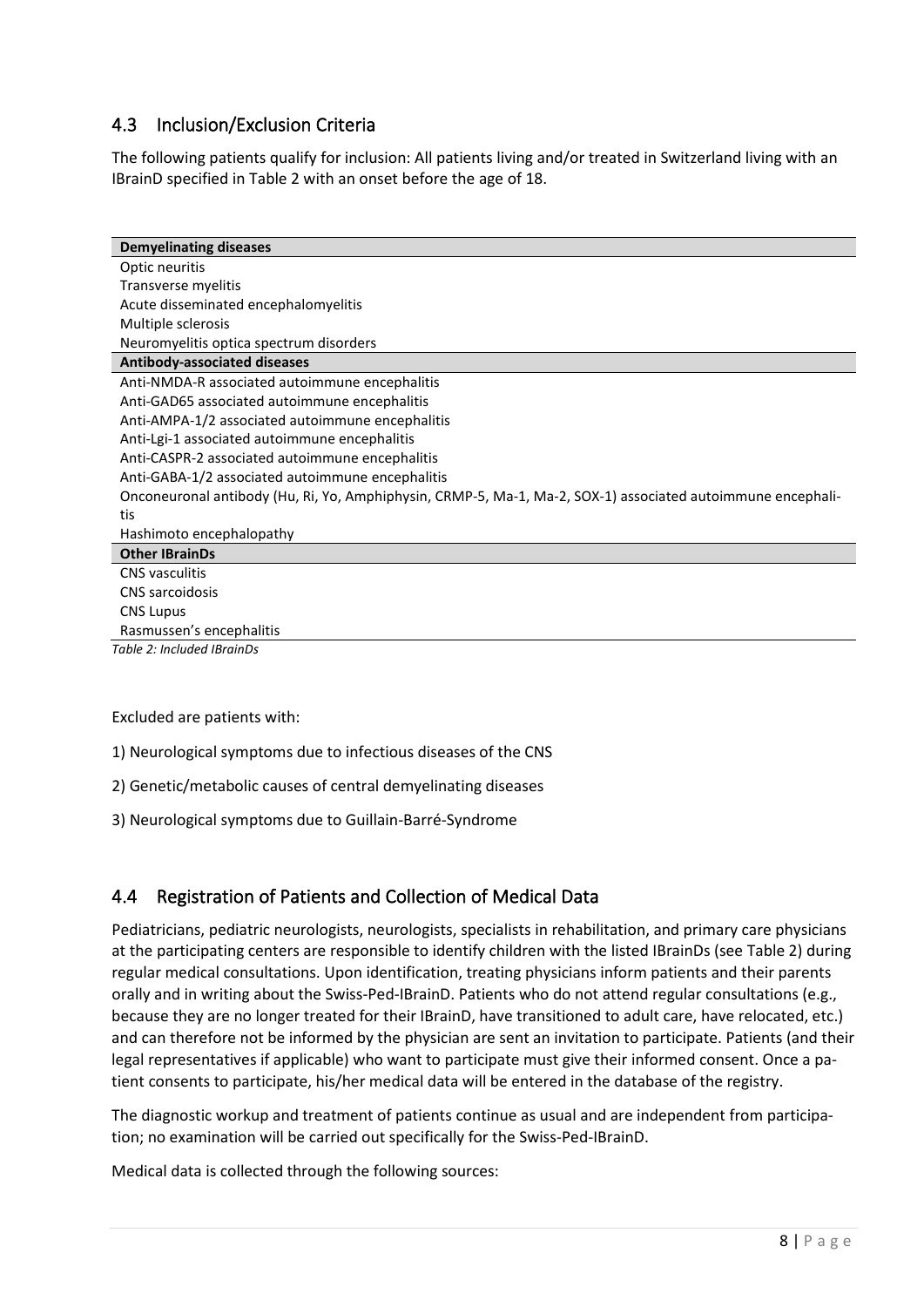## 4.3 Inclusion/Exclusion Criteria

The following patients qualify for inclusion: All patients living and/or treated in Switzerland living with an IBrainD specified in Table 2 with an onset before the age of 18.

| **Demyelinating diseases** |
| --- |
| Optic neuritis |
| Transverse myelitis |
| Acute disseminated encephalomyelitis |
| Multiple sclerosis |
| Neuromyelitis optica spectrum disorders |
| **Antibody-associated diseases** |
| Anti-NMDA-R associated autoimmune encephalitis |
| Anti-GAD65 associated autoimmune encephalitis |
| Anti-AMPA-1/2 associated autoimmune encephalitis |
| Anti-Lgi-1 associated autoimmune encephalitis |
| Anti-CASPR-2 associated autoimmune encephalitis |
| Anti-GABA-1/2 associated autoimmune encephalitis |
| Onconeuronal antibody (Hu, Ri, Yo, Amphiphysin, CRMP-5, Ma-1, Ma-2, SOX-1) associated autoimmune encephalitis |
| Hashimoto encephalopathy |
| **Other IBrainDs** |
| CNS vasculitis |
| CNS sarcoidosis |
| CNS Lupus |
| Rasmussen's encephalitis |

*Table 2: Included IBrainDs*

Excluded are patients with:

1) Neurological symptoms due to infectious diseases of the CNS

2) Genetic/metabolic causes of central demyelinating diseases

3) Neurological symptoms due to Guillain-Barré-Syndrome

## 4.4 Registration of Patients and Collection of Medical Data

Pediatricians, pediatric neurologists, neurologists, specialists in rehabilitation, and primary care physicians at the participating centers are responsible to identify children with the listed IBrainDs (see Table 2) during regular medical consultations. Upon identification, treating physicians inform patients and their parents orally and in writing about the Swiss-Ped-IBrainD. Patients who do not attend regular consultations (e.g., because they are no longer treated for their IBrainD, have transitioned to adult care, have relocated, etc.) and can therefore not be informed by the physician are sent an invitation to participate. Patients (and their legal representatives if applicable) who want to participate must give their informed consent. Once a patient consents to participate, his/her medical data will be entered in the database of the registry.

The diagnostic workup and treatment of patients continue as usual and are independent from participation; no examination will be carried out specifically for the Swiss-Ped-IBrainD.

Medical data is collected through the following sources: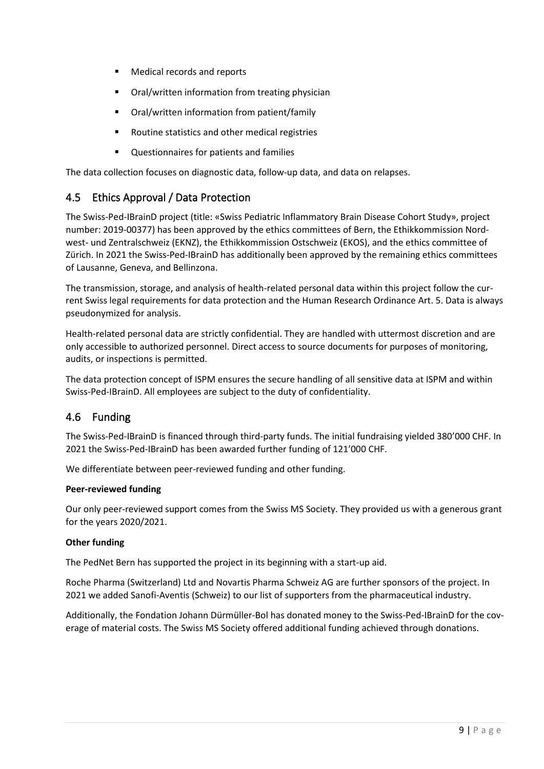- Medical records and reports
- Oral/written information from treating physician
- Oral/written information from patient/family
- Routine statistics and other medical registries
- Questionnaires for patients and families

The data collection focuses on diagnostic data, follow-up data, and data on relapses.

## 4.5 Ethics Approval / Data Protection

The Swiss-Ped-IBrainD project (title: «Swiss Pediatric Inflammatory Brain Disease Cohort Study», project number: 2019-00377) has been approved by the ethics committees of Bern, the Ethikkommission Nordwest- und Zentralschweiz (EKNZ), the Ethikkommission Ostschweiz (EKOS), and the ethics committee of Zürich. In 2021 the Swiss-Ped-IBrainD has additionally been approved by the remaining ethics committees of Lausanne, Geneva, and Bellinzona.

The transmission, storage, and analysis of health-related personal data within this project follow the current Swiss legal requirements for data protection and the Human Research Ordinance Art. 5. Data is always pseudonymized for analysis.

Health-related personal data are strictly confidential. They are handled with uttermost discretion and are only accessible to authorized personnel. Direct access to source documents for purposes of monitoring, audits, or inspections is permitted.

The data protection concept of ISPM ensures the secure handling of all sensitive data at ISPM and within Swiss-Ped-IBrainD. All employees are subject to the duty of confidentiality.

## 4.6 Funding

The Swiss-Ped-IBrainD is financed through third-party funds. The initial fundraising yielded 380'000 CHF. In 2021 the Swiss-Ped-IBrainD has been awarded further funding of 121'000 CHF.

We differentiate between peer-reviewed funding and other funding.

**Peer-reviewed funding**

Our only peer-reviewed support comes from the Swiss MS Society. They provided us with a generous grant for the years 2020/2021.

**Other funding**

The PedNet Bern has supported the project in its beginning with a start-up aid.

Roche Pharma (Switzerland) Ltd and Novartis Pharma Schweiz AG are further sponsors of the project. In 2021 we added Sanofi-Aventis (Schweiz) to our list of supporters from the pharmaceutical industry.

Additionally, the Fondation Johann Dürmüller-Bol has donated money to the Swiss-Ped-IBrainD for the coverage of material costs. The Swiss MS Society offered additional funding achieved through donations.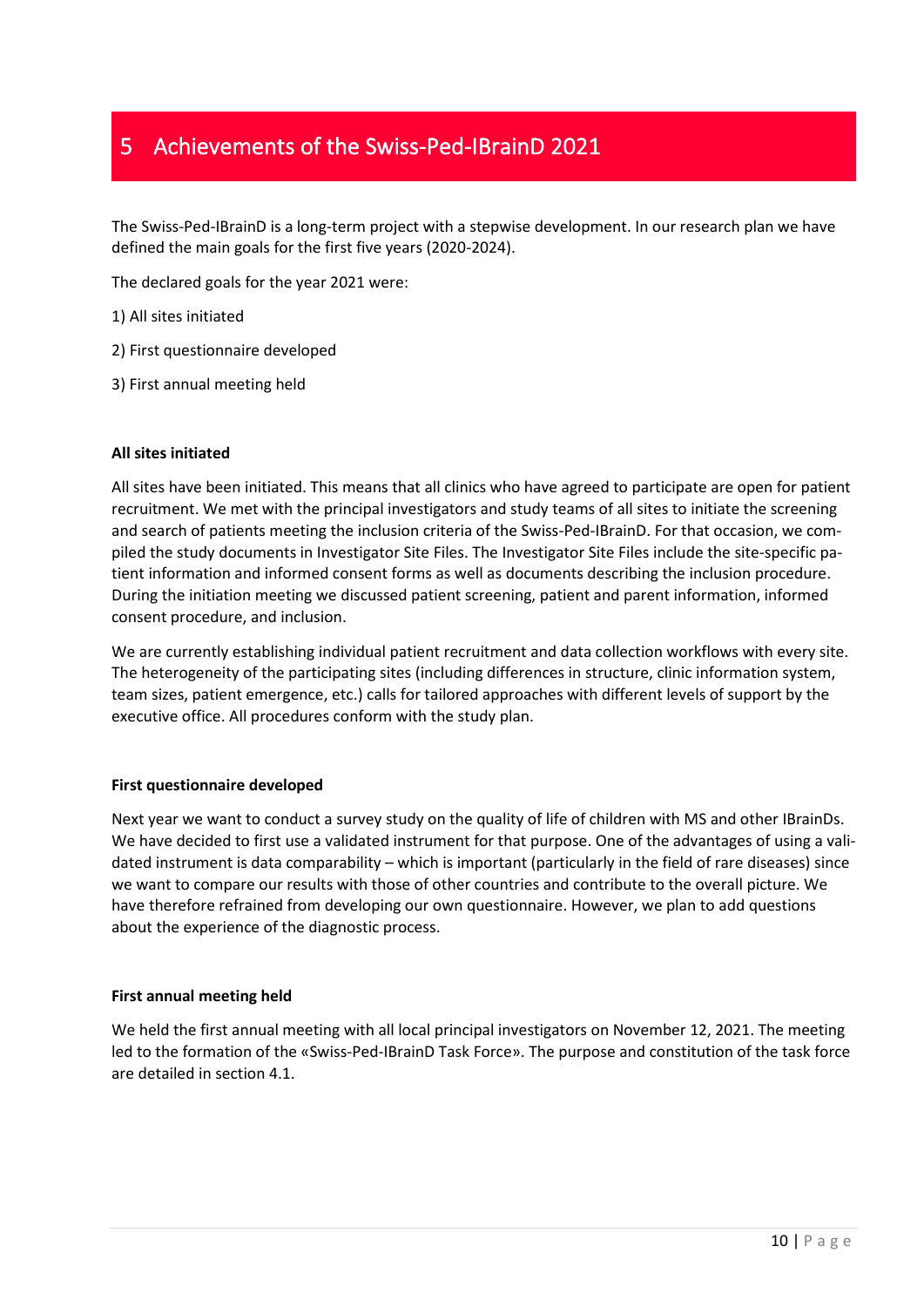# 5 Achievements of the Swiss-Ped-IBrainD 2021

The Swiss-Ped-IBrainD is a long-term project with a stepwise development. In our research plan we have defined the main goals for the first five years (2020-2024).

The declared goals for the year 2021 were:

1) All sites initiated

2) First questionnaire developed

3) First annual meeting held

**All sites initiated**

All sites have been initiated. This means that all clinics who have agreed to participate are open for patient recruitment. We met with the principal investigators and study teams of all sites to initiate the screening and search of patients meeting the inclusion criteria of the Swiss-Ped-IBrainD. For that occasion, we compiled the study documents in Investigator Site Files. The Investigator Site Files include the site-specific patient information and informed consent forms as well as documents describing the inclusion procedure. During the initiation meeting we discussed patient screening, patient and parent information, informed consent procedure, and inclusion.

We are currently establishing individual patient recruitment and data collection workflows with every site. The heterogeneity of the participating sites (including differences in structure, clinic information system, team sizes, patient emergence, etc.) calls for tailored approaches with different levels of support by the executive office. All procedures conform with the study plan.

**First questionnaire developed**

Next year we want to conduct a survey study on the quality of life of children with MS and other IBrainDs. We have decided to first use a validated instrument for that purpose. One of the advantages of using a validated instrument is data comparability – which is important (particularly in the field of rare diseases) since we want to compare our results with those of other countries and contribute to the overall picture. We have therefore refrained from developing our own questionnaire. However, we plan to add questions about the experience of the diagnostic process.

**First annual meeting held**

We held the first annual meeting with all local principal investigators on November 12, 2021. The meeting led to the formation of the «Swiss-Ped-IBrainD Task Force». The purpose and constitution of the task force are detailed in section 4.1.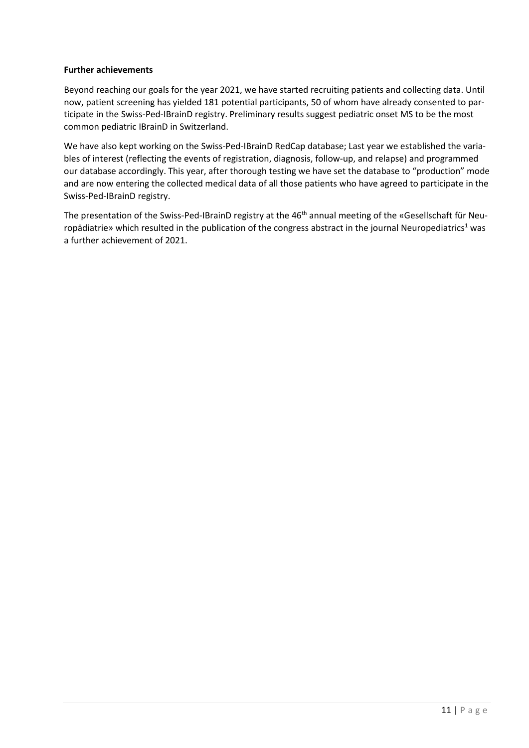**Further achievements**

Beyond reaching our goals for the year 2021, we have started recruiting patients and collecting data. Until now, patient screening has yielded 181 potential participants, 50 of whom have already consented to participate in the Swiss-Ped-IBrainD registry. Preliminary results suggest pediatric onset MS to be the most common pediatric IBrainD in Switzerland.

We have also kept working on the Swiss-Ped-IBrainD RedCap database; Last year we established the variables of interest (reflecting the events of registration, diagnosis, follow-up, and relapse) and programmed our database accordingly. This year, after thorough testing we have set the database to "production" mode and are now entering the collected medical data of all those patients who have agreed to participate in the Swiss-Ped-IBrainD registry.

The presentation of the Swiss-Ped-IBrainD registry at the 46th annual meeting of the «Gesellschaft für Neuropädiatrie» which resulted in the publication of the congress abstract in the journal Neuropediatrics[1] was a further achievement of 2021.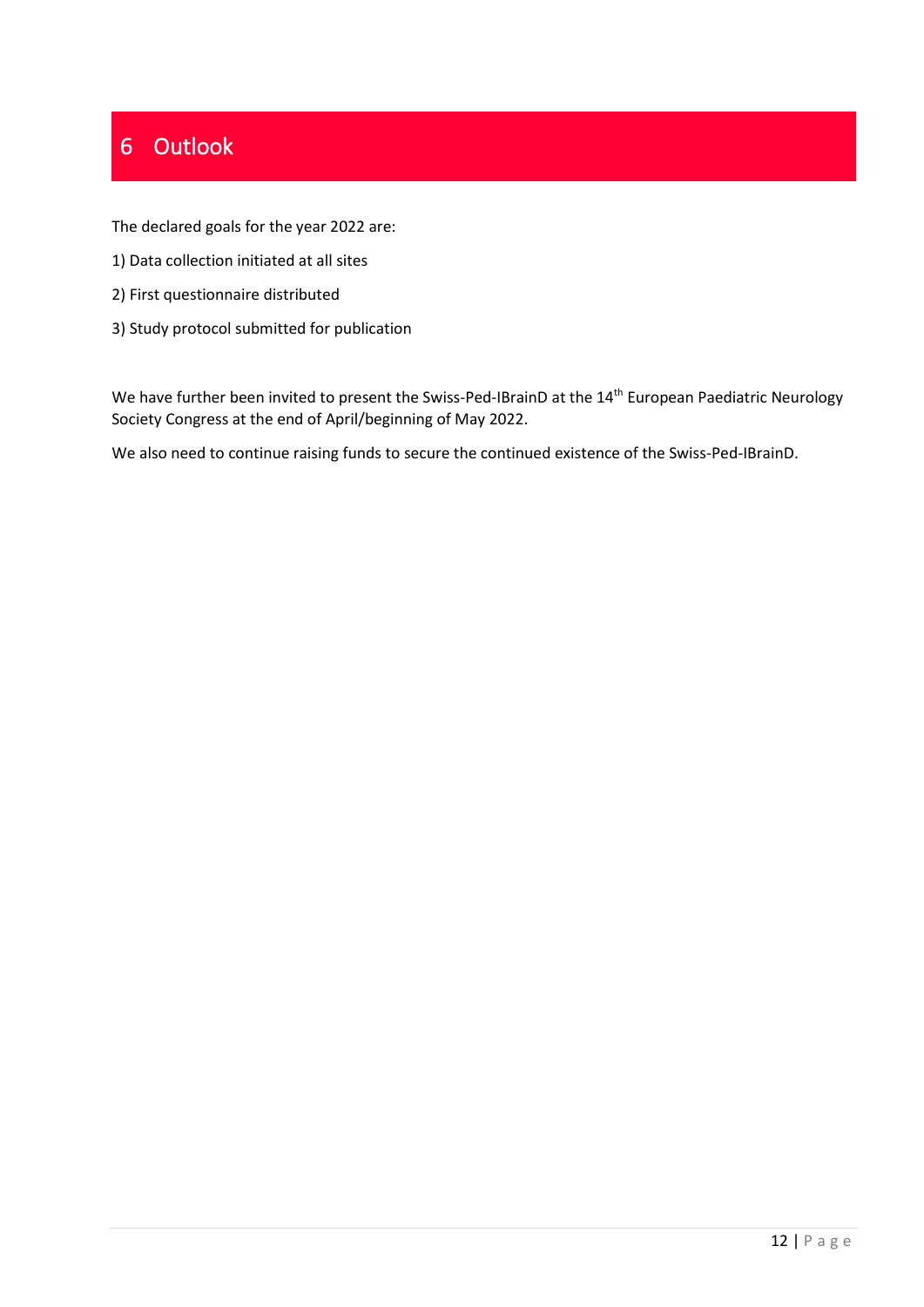# 6 Outlook

The declared goals for the year 2022 are:

1) Data collection initiated at all sites

2) First questionnaire distributed

3) Study protocol submitted for publication

We have further been invited to present the Swiss-Ped-IBrainD at the 14th European Paediatric Neurology Society Congress at the end of April/beginning of May 2022.

We also need to continue raising funds to secure the continued existence of the Swiss-Ped-IBrainD.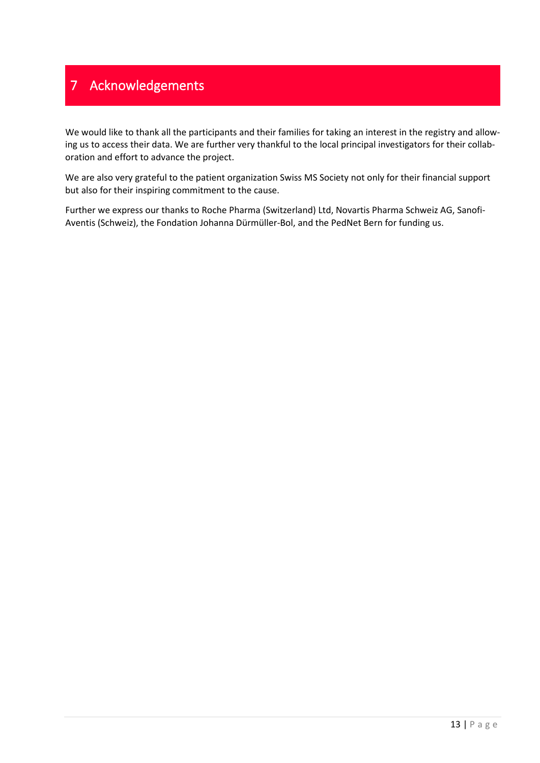# 7 Acknowledgements

We would like to thank all the participants and their families for taking an interest in the registry and allowing us to access their data. We are further very thankful to the local principal investigators for their collaboration and effort to advance the project.

We are also very grateful to the patient organization Swiss MS Society not only for their financial support but also for their inspiring commitment to the cause.

Further we express our thanks to Roche Pharma (Switzerland) Ltd, Novartis Pharma Schweiz AG, Sanofi-Aventis (Schweiz), the Fondation Johanna Dürmüller-Bol, and the PedNet Bern for funding us.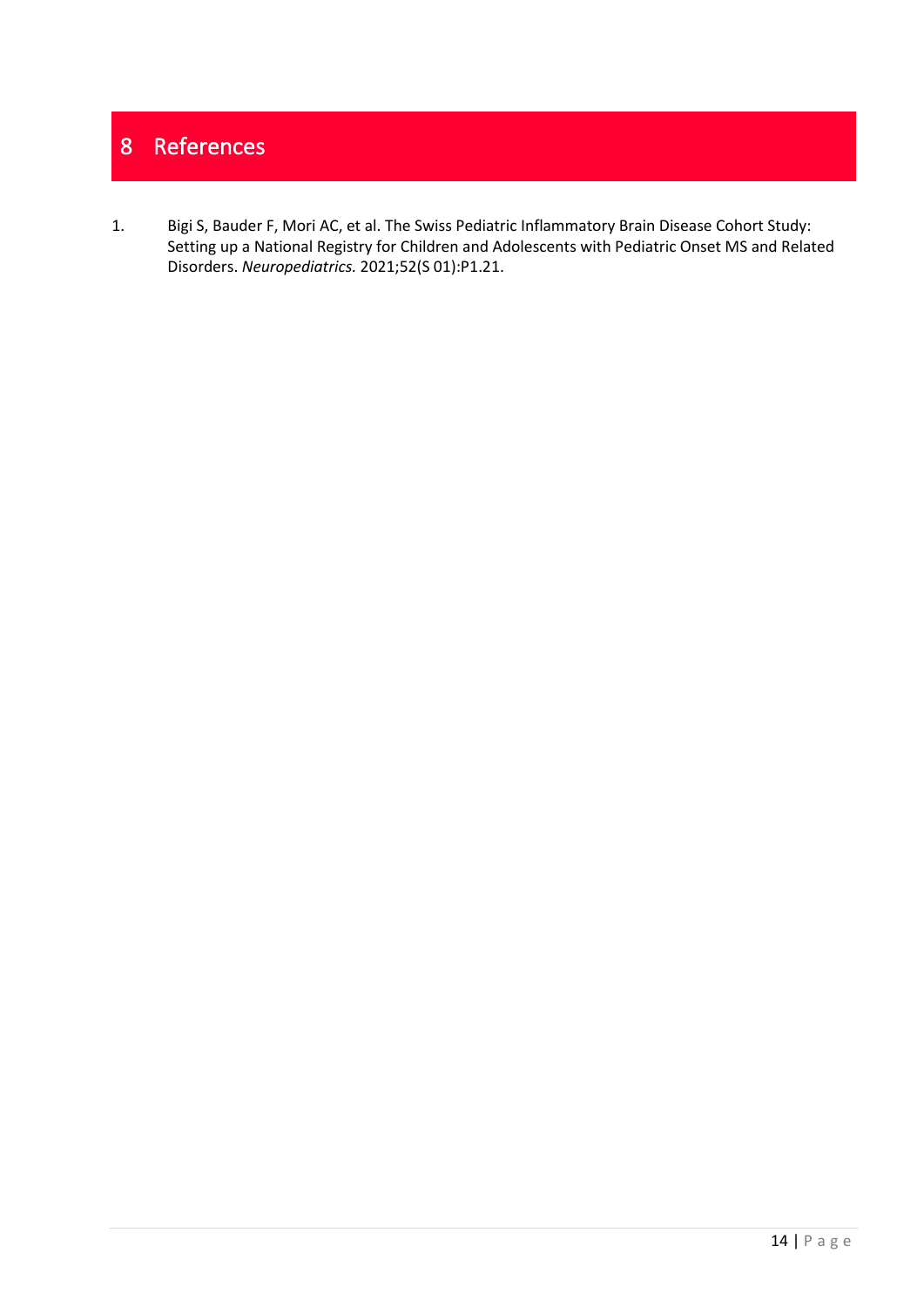# 8 References

1. Bigi S, Bauder F, Mori AC, et al. The Swiss Pediatric Inflammatory Brain Disease Cohort Study: Setting up a National Registry for Children and Adolescents with Pediatric Onset MS and Related Disorders. *Neuropediatrics.* 2021;52(S 01):P1.21.